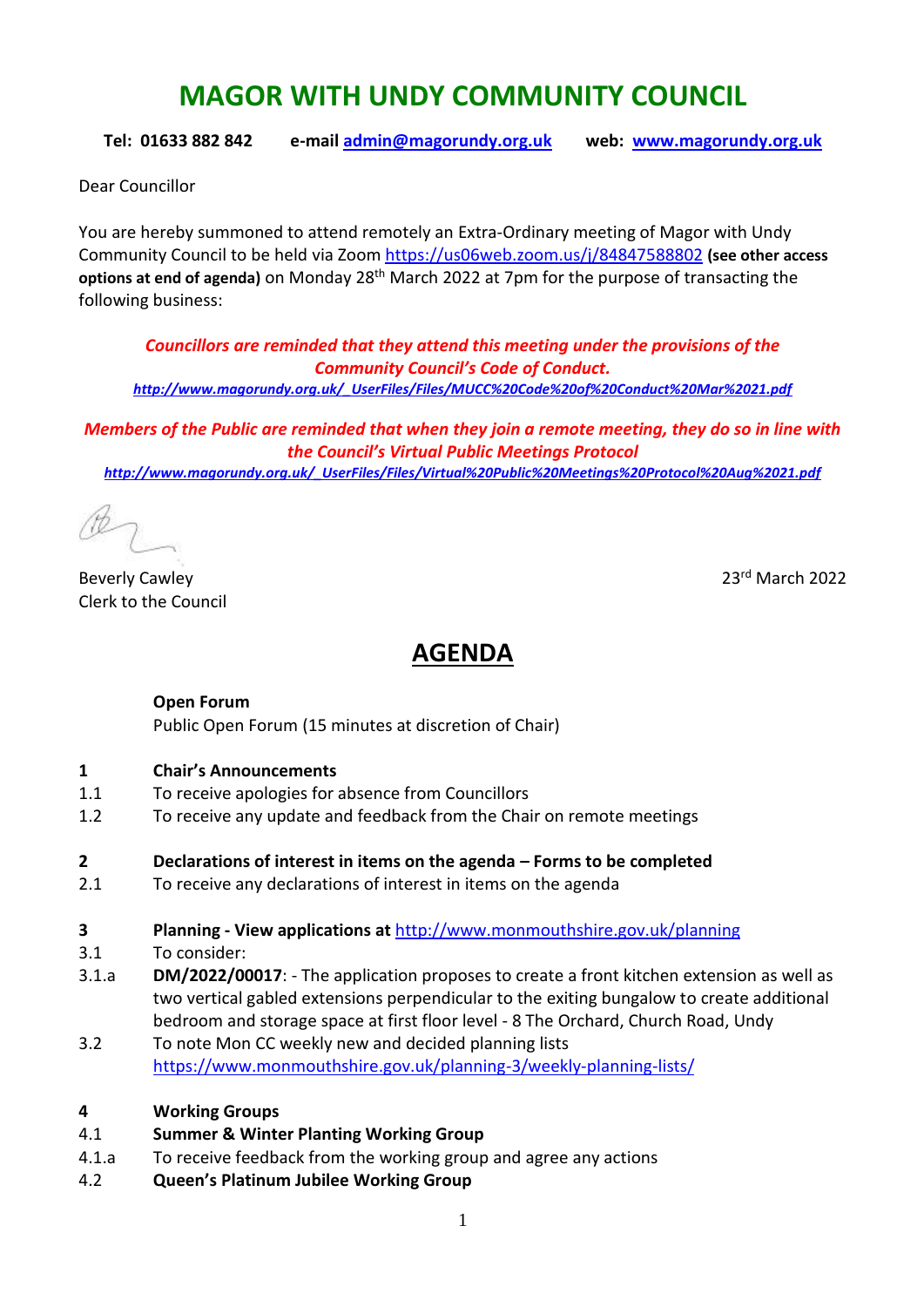# MAGOR WITH UNDY COMMUNITY COUNCIL

**Tel: 01633 882 842 e-mail admin@magorundy.org.uk web: www.magorundy.org.uk**

Dear Councillor

You are hereby summoned to attend remotely an Extra-Ordinary meeting of Magor with Undy Community Council to be held via Zoom https://us06web.zoom.us/j/84847588802 **(see other access options at end of agenda)** on Monday 28th March 2022 at 7pm for the purpose of transacting the following business:

***Councillors are reminded that they attend this meeting under the provisions of the Community Council's Code of Conduct.***
***http://www.magorundy.org.uk/_UserFiles/Files/MUCC%20Code%20of%20Conduct%20Mar%2021.pdf***

***Members of the Public are reminded that when they join a remote meeting, they do so in line with the Council's Virtual Public Meetings Protocol***
***http://www.magorundy.org.uk/_UserFiles/Files/Virtual%20Public%20Meetings%20Protocol%20Aug%2021.pdf***

Beverly Cawley
Clerk to the Council

23rd March 2022

## AGENDA

**Open Forum**
Public Open Forum (15 minutes at discretion of Chair)

**1 Chair's Announcements**
1.1 To receive apologies for absence from Councillors
1.2 To receive any update and feedback from the Chair on remote meetings

**2 Declarations of interest in items on the agenda – Forms to be completed**
2.1 To receive any declarations of interest in items on the agenda

**3 Planning - View applications at** http://www.monmouthshire.gov.uk/planning
3.1 To consider:
3.1.a **DM/2022/00017**: - The application proposes to create a front kitchen extension as well as two vertical gabled extensions perpendicular to the exiting bungalow to create additional bedroom and storage space at first floor level - 8 The Orchard, Church Road, Undy
3.2 To note Mon CC weekly new and decided planning lists https://www.monmouthshire.gov.uk/planning-3/weekly-planning-lists/

**4 Working Groups**
4.1 **Summer & Winter Planting Working Group**
4.1.a To receive feedback from the working group and agree any actions
4.2 **Queen's Platinum Jubilee Working Group**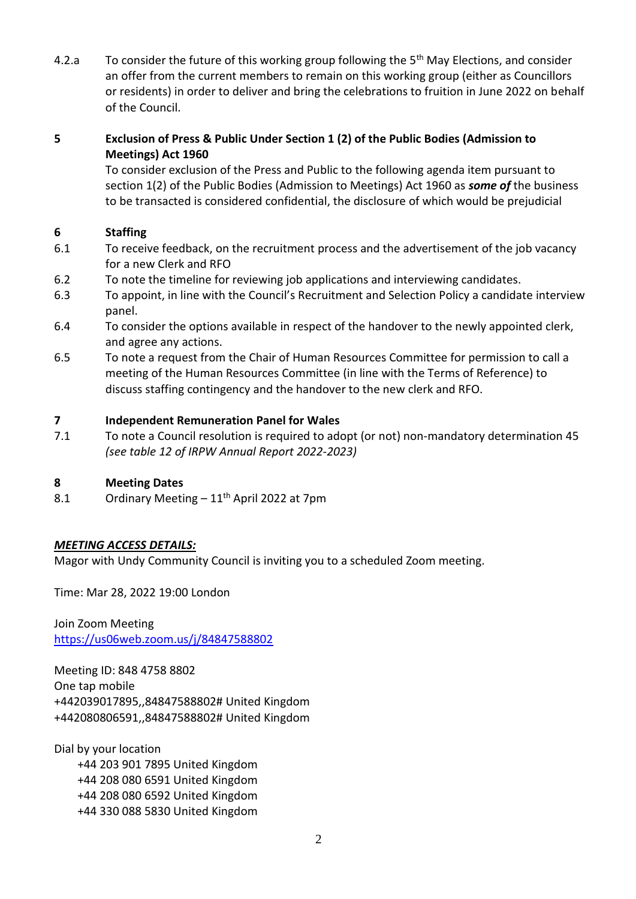4.2.a To consider the future of this working group following the 5th May Elections, and consider an offer from the current members to remain on this working group (either as Councillors or residents) in order to deliver and bring the celebrations to fruition in June 2022 on behalf of the Council.

**5 Exclusion of Press & Public Under Section 1 (2) of the Public Bodies (Admission to Meetings) Act 1960**

To consider exclusion of the Press and Public to the following agenda item pursuant to section 1(2) of the Public Bodies (Admission to Meetings) Act 1960 as ***some of*** the business to be transacted is considered confidential, the disclosure of which would be prejudicial

**6 Staffing**

6.1 To receive feedback, on the recruitment process and the advertisement of the job vacancy for a new Clerk and RFO

6.2 To note the timeline for reviewing job applications and interviewing candidates.

6.3 To appoint, in line with the Council's Recruitment and Selection Policy a candidate interview panel.

6.4 To consider the options available in respect of the handover to the newly appointed clerk, and agree any actions.

6.5 To note a request from the Chair of Human Resources Committee for permission to call a meeting of the Human Resources Committee (in line with the Terms of Reference) to discuss staffing contingency and the handover to the new clerk and RFO.

**7 Independent Remuneration Panel for Wales**

7.1 To note a Council resolution is required to adopt (or not) non-mandatory determination 45 *(see table 12 of IRPW Annual Report 2022-2023)*

**8 Meeting Dates**

8.1 Ordinary Meeting – 11th April 2022 at 7pm

***MEETING ACCESS DETAILS:***

Magor with Undy Community Council is inviting you to a scheduled Zoom meeting.

Time: Mar 28, 2022 19:00 London

Join Zoom Meeting
https://us06web.zoom.us/j/84847588802

Meeting ID: 848 4758 8802
One tap mobile
+442039017895,,84847588802# United Kingdom
+442080806591,,84847588802# United Kingdom

Dial by your location
+44 203 901 7895 United Kingdom
+44 208 080 6591 United Kingdom
+44 208 080 6592 United Kingdom
+44 330 088 5830 United Kingdom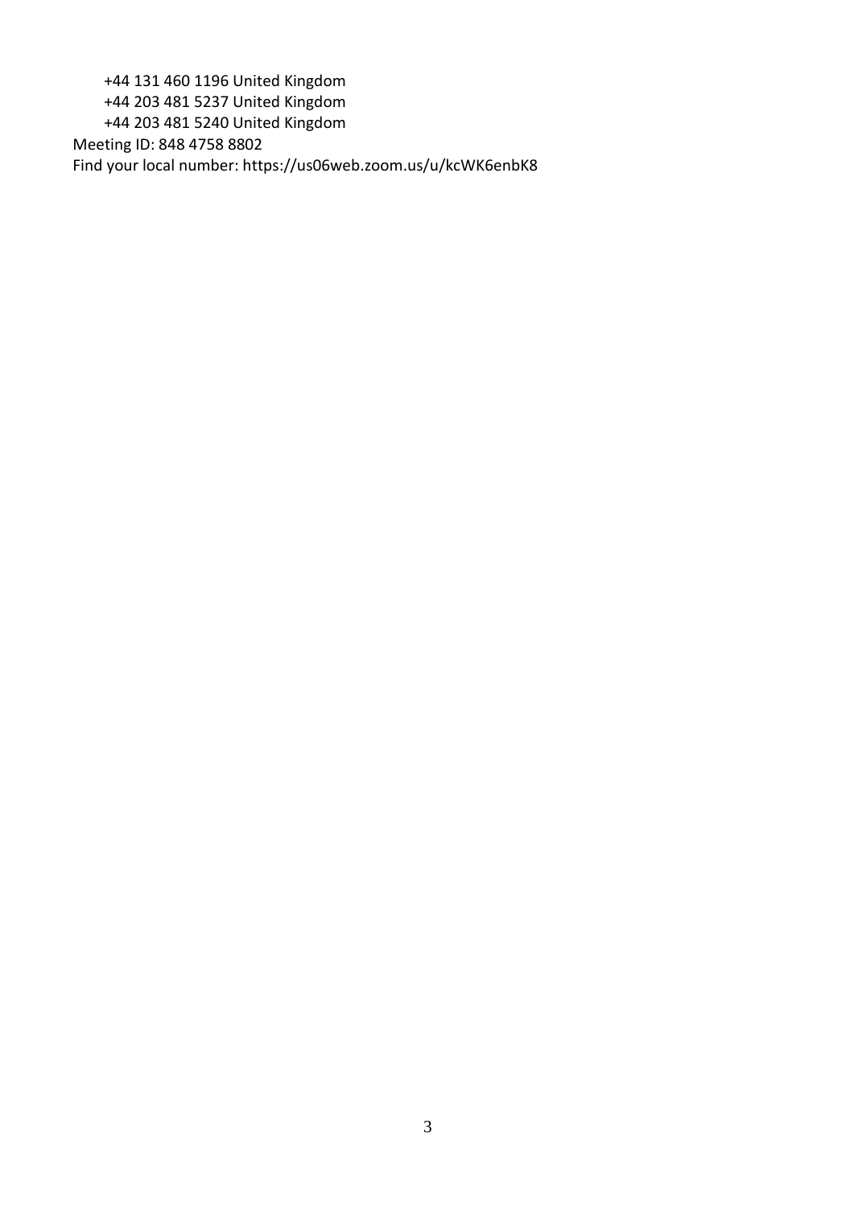+44 131 460 1196 United Kingdom
+44 203 481 5237 United Kingdom
+44 203 481 5240 United Kingdom

Meeting ID: 848 4758 8802

Find your local number: https://us06web.zoom.us/u/kcWK6enbK8